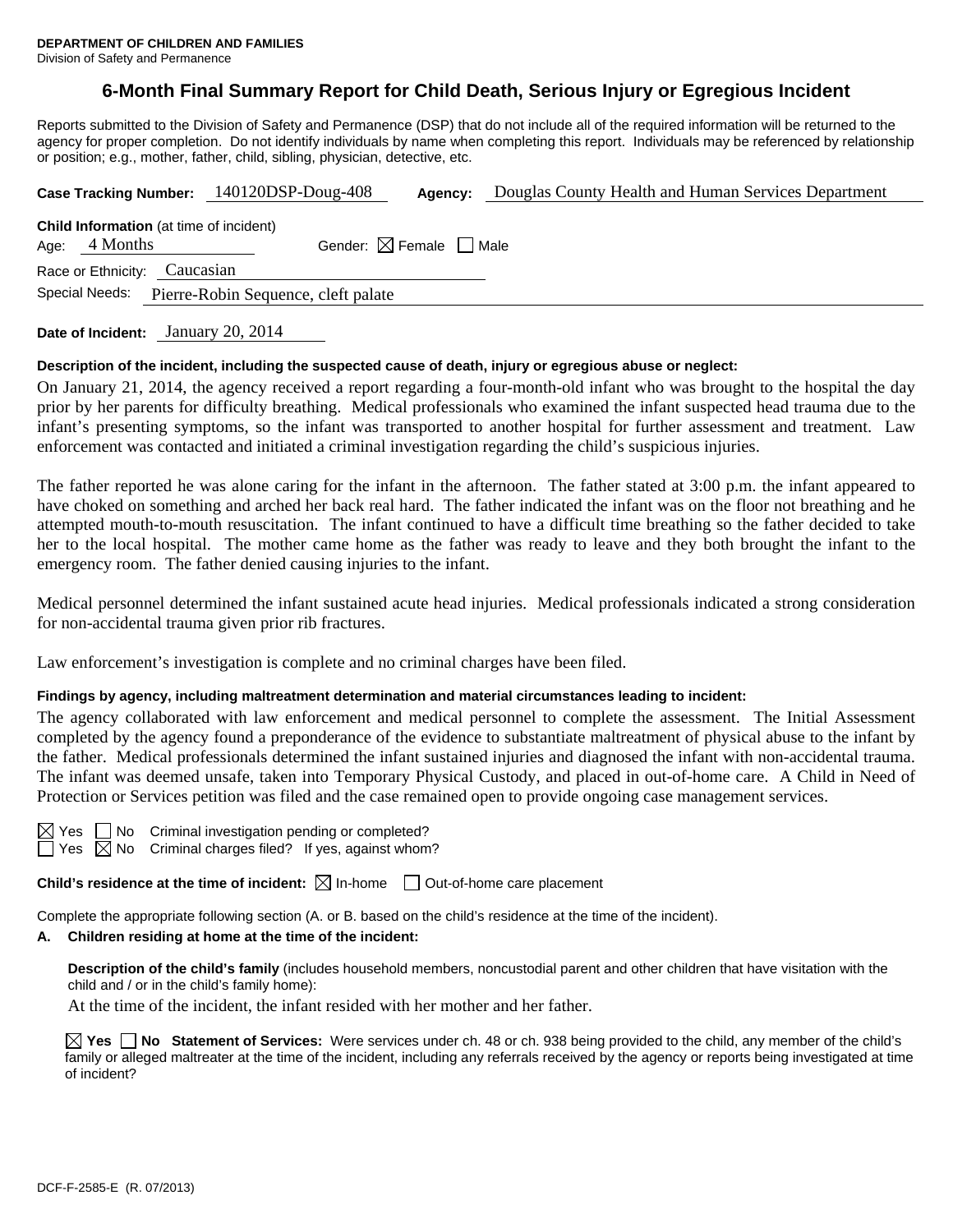**DEPARTMENT OF CHILDREN AND FAMILIES**
Division of Safety and Permanence

# 6-Month Final Summary Report for Child Death, Serious Injury or Egregious Incident

Reports submitted to the Division of Safety and Permanence (DSP) that do not include all of the required information will be returned to the agency for proper completion. Do not identify individuals by name when completing this report. Individuals may be referenced by relationship or position; e.g., mother, father, child, sibling, physician, detective, etc.

**Case Tracking Number:** 140120DSP-Doug-408 **Agency:** Douglas County Health and Human Services Department

**Child Information** (at time of incident)
Age: 4 Months Gender: ☒ Female ☐ Male
Race or Ethnicity: Caucasian
Special Needs: Pierre-Robin Sequence, cleft palate

**Date of Incident:** January 20, 2014

**Description of the incident, including the suspected cause of death, injury or egregious abuse or neglect:**

On January 21, 2014, the agency received a report regarding a four-month-old infant who was brought to the hospital the day prior by her parents for difficulty breathing. Medical professionals who examined the infant suspected head trauma due to the infant's presenting symptoms, so the infant was transported to another hospital for further assessment and treatment. Law enforcement was contacted and initiated a criminal investigation regarding the child's suspicious injuries.

The father reported he was alone caring for the infant in the afternoon. The father stated at 3:00 p.m. the infant appeared to have choked on something and arched her back real hard. The father indicated the infant was on the floor not breathing and he attempted mouth-to-mouth resuscitation. The infant continued to have a difficult time breathing so the father decided to take her to the local hospital. The mother came home as the father was ready to leave and they both brought the infant to the emergency room. The father denied causing injuries to the infant.

Medical personnel determined the infant sustained acute head injuries. Medical professionals indicated a strong consideration for non-accidental trauma given prior rib fractures.

Law enforcement's investigation is complete and no criminal charges have been filed.

**Findings by agency, including maltreatment determination and material circumstances leading to incident:**

The agency collaborated with law enforcement and medical personnel to complete the assessment. The Initial Assessment completed by the agency found a preponderance of the evidence to substantiate maltreatment of physical abuse to the infant by the father. Medical professionals determined the infant sustained injuries and diagnosed the infant with non-accidental trauma. The infant was deemed unsafe, taken into Temporary Physical Custody, and placed in out-of-home care. A Child in Need of Protection or Services petition was filed and the case remained open to provide ongoing case management services.

☒ Yes ☐ No Criminal investigation pending or completed?
☐ Yes ☒ No Criminal charges filed? If yes, against whom?

**Child's residence at the time of incident:** ☒ In-home ☐ Out-of-home care placement

Complete the appropriate following section (A. or B. based on the child's residence at the time of the incident).

**A. Children residing at home at the time of the incident:**

**Description of the child's family** (includes household members, noncustodial parent and other children that have visitation with the child and / or in the child's family home):

At the time of the incident, the infant resided with her mother and her father.

☒ **Yes** ☐ **No Statement of Services:** Were services under ch. 48 or ch. 938 being provided to the child, any member of the child's family or alleged maltreater at the time of the incident, including any referrals received by the agency or reports being investigated at time of incident?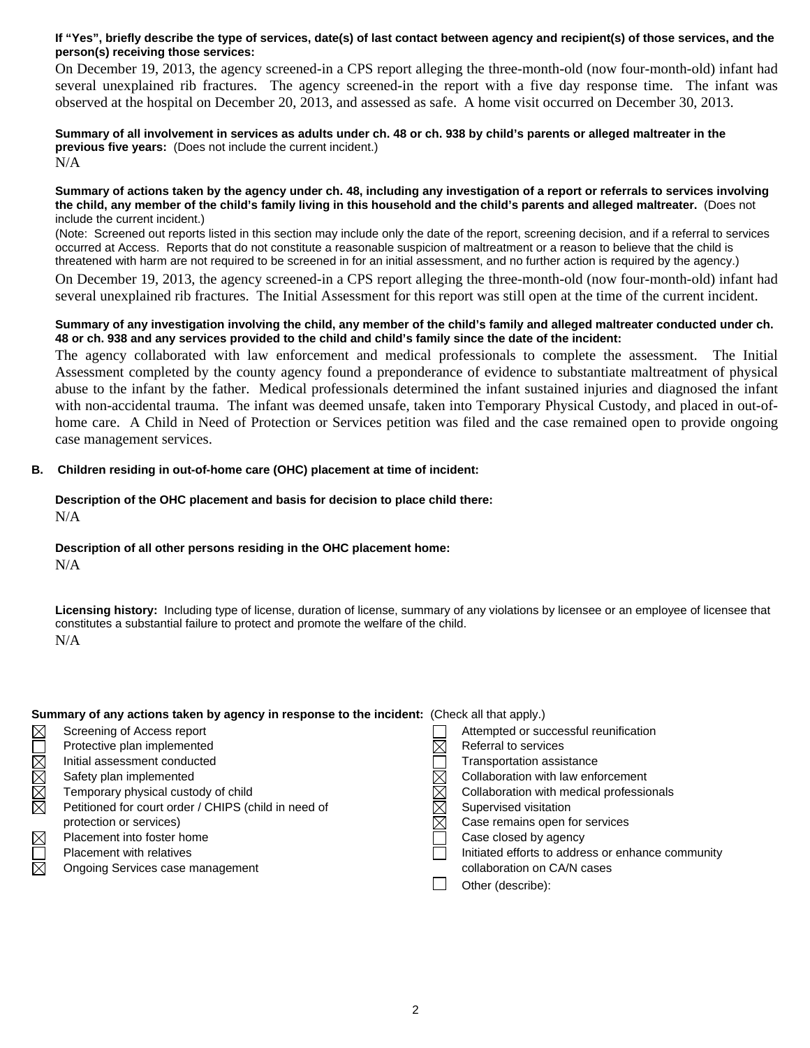**If "Yes", briefly describe the type of services, date(s) of last contact between agency and recipient(s) of those services, and the person(s) receiving those services:**

On December 19, 2013, the agency screened-in a CPS report alleging the three-month-old (now four-month-old) infant had several unexplained rib fractures. The agency screened-in the report with a five day response time. The infant was observed at the hospital on December 20, 2013, and assessed as safe. A home visit occurred on December 30, 2013.

**Summary of all involvement in services as adults under ch. 48 or ch. 938 by child's parents or alleged maltreater in the previous five years:** (Does not include the current incident.)

N/A

**Summary of actions taken by the agency under ch. 48, including any investigation of a report or referrals to services involving the child, any member of the child's family living in this household and the child's parents and alleged maltreater.** (Does not include the current incident.)

(Note: Screened out reports listed in this section may include only the date of the report, screening decision, and if a referral to services occurred at Access. Reports that do not constitute a reasonable suspicion of maltreatment or a reason to believe that the child is threatened with harm are not required to be screened in for an initial assessment, and no further action is required by the agency.)

On December 19, 2013, the agency screened-in a CPS report alleging the three-month-old (now four-month-old) infant had several unexplained rib fractures. The Initial Assessment for this report was still open at the time of the current incident.

**Summary of any investigation involving the child, any member of the child's family and alleged maltreater conducted under ch. 48 or ch. 938 and any services provided to the child and child's family since the date of the incident:**

The agency collaborated with law enforcement and medical professionals to complete the assessment. The Initial Assessment completed by the county agency found a preponderance of evidence to substantiate maltreatment of physical abuse to the infant by the father. Medical professionals determined the infant sustained injuries and diagnosed the infant with non-accidental trauma. The infant was deemed unsafe, taken into Temporary Physical Custody, and placed in out-of-home care. A Child in Need of Protection or Services petition was filed and the case remained open to provide ongoing case management services.

**B. Children residing in out-of-home care (OHC) placement at time of incident:**

**Description of the OHC placement and basis for decision to place child there:**

N/A

**Description of all other persons residing in the OHC placement home:**

N/A

**Licensing history:** Including type of license, duration of license, summary of any violations by licensee or an employee of licensee that constitutes a substantial failure to protect and promote the welfare of the child.

N/A

**Summary of any actions taken by agency in response to the incident:** (Check all that apply.)

- [x] Screening of Access report
- [ ] Protective plan implemented
- [x] Initial assessment conducted
- [x] Safety plan implemented
- [x] Temporary physical custody of child
- [x] Petitioned for court order / CHIPS (child in need of protection or services)
- [x] Placement into foster home
- [ ] Placement with relatives
- [x] Ongoing Services case management
- [ ] Attempted or successful reunification
- [x] Referral to services
- [ ] Transportation assistance
- [x] Collaboration with law enforcement
- [x] Collaboration with medical professionals
- [x] Supervised visitation
- [x] Case remains open for services
- [ ] Case closed by agency
- [ ] Initiated efforts to address or enhance community collaboration on CA/N cases
- [ ] Other (describe):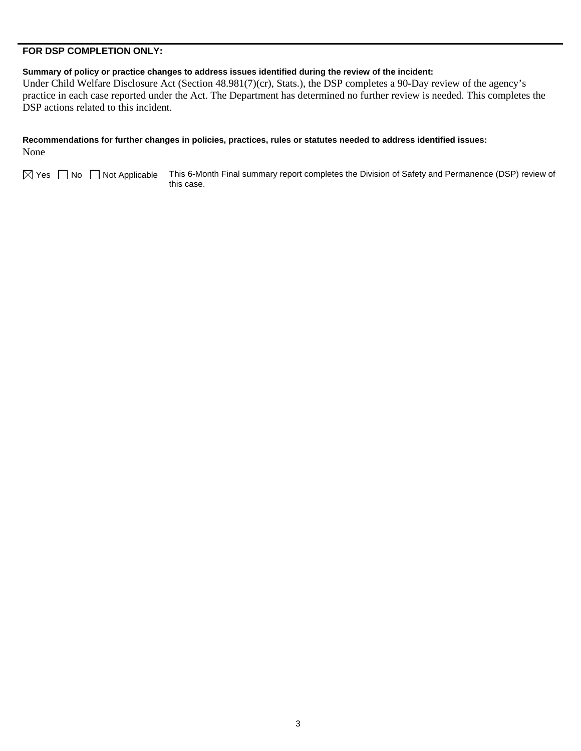**FOR DSP COMPLETION ONLY:**

**Summary of policy or practice changes to address issues identified during the review of the incident:**

Under Child Welfare Disclosure Act (Section 48.981(7)(cr), Stats.), the DSP completes a 90-Day review of the agency's practice in each case reported under the Act. The Department has determined no further review is needed. This completes the DSP actions related to this incident.

**Recommendations for further changes in policies, practices, rules or statutes needed to address identified issues:**

None

☒ Yes ☐ No ☐ Not Applicable This 6-Month Final summary report completes the Division of Safety and Permanence (DSP) review of this case.